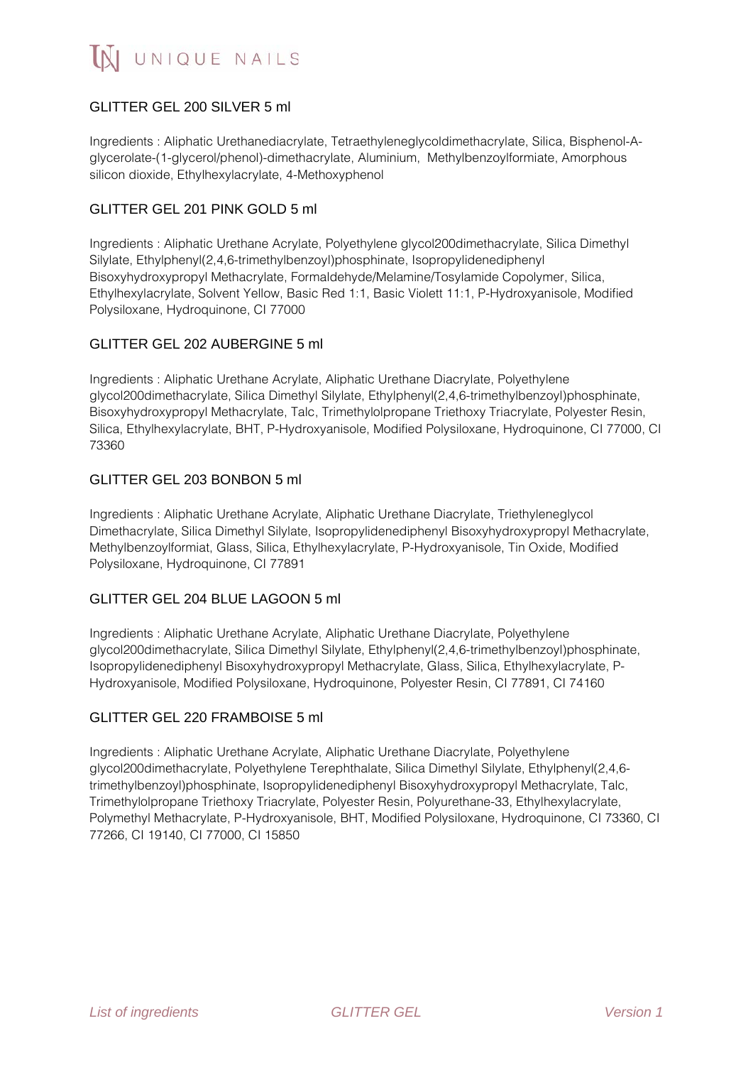# UNIQUE NAILS

## GLITTER GEL 200 SILVER 5 ml

Ingredients : Aliphatic Urethanediacrylate, Tetraethyleneglycoldimethacrylate, Silica, Bisphenol-A-glycerolate-(1-glycerol/phenol)-dimethacrylate, Aluminium, Methylbenzoylformiate, Amorphous silicon dioxide, Ethylhexylacrylate, 4-Methoxyphenol

## GLITTER GEL 201 PINK GOLD 5 ml

Ingredients : Aliphatic Urethane Acrylate, Polyethylene glycol200dimethacrylate, Silica Dimethyl Silylate, Ethylphenyl(2,4,6-trimethylbenzoyl)phosphinate, Isopropylidenediphenyl Bisoxyhydroxypropyl Methacrylate, Formaldehyde/Melamine/Tosylamide Copolymer, Silica, Ethylhexylacrylate, Solvent Yellow, Basic Red 1:1, Basic Violett 11:1, P-Hydroxyanisole, Modified Polysiloxane, Hydroquinone, CI 77000

## GLITTER GEL 202 AUBERGINE 5 ml

Ingredients : Aliphatic Urethane Acrylate, Aliphatic Urethane Diacrylate, Polyethylene glycol200dimethacrylate, Silica Dimethyl Silylate, Ethylphenyl(2,4,6-trimethylbenzoyl)phosphinate, Bisoxyhydroxypropyl Methacrylate, Talc, Trimethylolpropane Triethoxy Triacrylate, Polyester Resin, Silica, Ethylhexylacrylate, BHT, P-Hydroxyanisole, Modified Polysiloxane, Hydroquinone, CI 77000, CI 73360

## GLITTER GEL 203 BONBON 5 ml

Ingredients : Aliphatic Urethane Acrylate, Aliphatic Urethane Diacrylate, Triethyleneglycol Dimethacrylate, Silica Dimethyl Silylate, Isopropylidenediphenyl Bisoxyhydroxypropyl Methacrylate, Methylbenzoylformiat, Glass, Silica, Ethylhexylacrylate, P-Hydroxyanisole, Tin Oxide, Modified Polysiloxane, Hydroquinone, CI 77891

## GLITTER GEL 204 BLUE LAGOON 5 ml

Ingredients : Aliphatic Urethane Acrylate, Aliphatic Urethane Diacrylate, Polyethylene glycol200dimethacrylate, Silica Dimethyl Silylate, Ethylphenyl(2,4,6-trimethylbenzoyl)phosphinate, Isopropylidenediphenyl Bisoxyhydroxypropyl Methacrylate, Glass, Silica, Ethylhexylacrylate, P-Hydroxyanisole, Modified Polysiloxane, Hydroquinone, Polyester Resin, CI 77891, CI 74160

## GLITTER GEL 220 FRAMBOISE 5 ml

Ingredients : Aliphatic Urethane Acrylate, Aliphatic Urethane Diacrylate, Polyethylene glycol200dimethacrylate, Polyethylene Terephthalate, Silica Dimethyl Silylate, Ethylphenyl(2,4,6-trimethylbenzoyl)phosphinate, Isopropylidenediphenyl Bisoxyhydroxypropyl Methacrylate, Talc, Trimethylolpropane Triethoxy Triacrylate, Polyester Resin, Polyurethane-33, Ethylhexylacrylate, Polymethyl Methacrylate, P-Hydroxyanisole, BHT, Modified Polysiloxane, Hydroquinone, CI 73360, CI 77266, CI 19140, CI 77000, CI 15850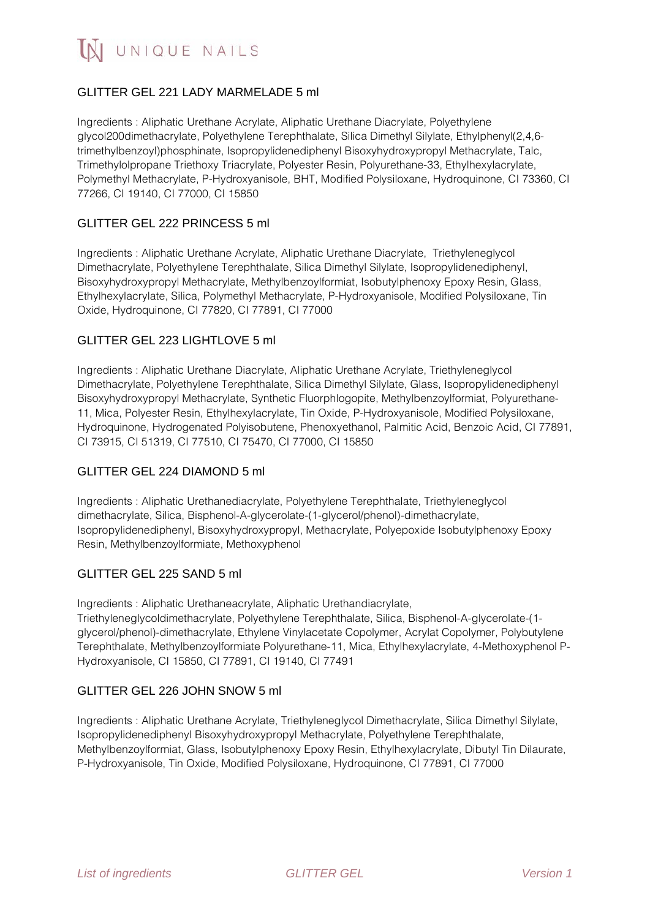## GLITTER GEL 221 LADY MARMELADE 5 ml

Ingredients : Aliphatic Urethane Acrylate, Aliphatic Urethane Diacrylate, Polyethylene glycol200dimethacrylate, Polyethylene Terephthalate, Silica Dimethyl Silylate, Ethylphenyl(2,4,6-trimethylbenzoyl)phosphinate, Isopropylidenediphenyl Bisoxyhydroxypropyl Methacrylate, Talc, Trimethylolpropane Triethoxy Triacrylate, Polyester Resin, Polyurethane-33, Ethylhexylacrylate, Polymethyl Methacrylate, P-Hydroxyanisole, BHT, Modified Polysiloxane, Hydroquinone, CI 73360, CI 77266, CI 19140, CI 77000, CI 15850

## GLITTER GEL 222 PRINCESS 5 ml

Ingredients : Aliphatic Urethane Acrylate, Aliphatic Urethane Diacrylate, Triethyleneglycol Dimethacrylate, Polyethylene Terephthalate, Silica Dimethyl Silylate, Isopropylidenediphenyl, Bisoxyhydroxypropyl Methacrylate, Methylbenzoylformiat, Isobutylphenoxy Epoxy Resin, Glass, Ethylhexylacrylate, Silica, Polymethyl Methacrylate, P-Hydroxyanisole, Modified Polysiloxane, Tin Oxide, Hydroquinone, CI 77820, CI 77891, CI 77000

## GLITTER GEL 223 LIGHTLOVE 5 ml

Ingredients : Aliphatic Urethane Diacrylate, Aliphatic Urethane Acrylate, Triethyleneglycol Dimethacrylate, Polyethylene Terephthalate, Silica Dimethyl Silylate, Glass, Isopropylidenediphenyl Bisoxyhydroxypropyl Methacrylate, Synthetic Fluorphlogopite, Methylbenzoylformiat, Polyurethane-11, Mica, Polyester Resin, Ethylhexylacrylate, Tin Oxide, P-Hydroxyanisole, Modified Polysiloxane, Hydroquinone, Hydrogenated Polyisobutene, Phenoxyethanol, Palmitic Acid, Benzoic Acid, CI 77891, CI 73915, CI 51319, CI 77510, CI 75470, CI 77000, CI 15850

## GLITTER GEL 224 DIAMOND 5 ml

Ingredients : Aliphatic Urethanediacrylate, Polyethylene Terephthalate, Triethyleneglycol dimethacrylate, Silica, Bisphenol-A-glycerolate-(1-glycerol/phenol)-dimethacrylate, Isopropylidenediphenyl, Bisoxyhydroxypropyl, Methacrylate, Polyepoxide Isobutylphenoxy Epoxy Resin, Methylbenzoylformiate, Methoxyphenol

## GLITTER GEL 225 SAND 5 ml

Ingredients : Aliphatic Urethaneacrylate, Aliphatic Urethandiacrylate, Triethyleneglycoldimethacrylate, Polyethylene Terephthalate, Silica, Bisphenol-A-glycerolate-(1-glycerol/phenol)-dimethacrylate, Ethylene Vinylacetate Copolymer, Acrylat Copolymer, Polybutylene Terephthalate, Methylbenzoylformiate Polyurethane-11, Mica, Ethylhexylacrylate, 4-Methoxyphenol P-Hydroxyanisole, CI 15850, CI 77891, CI 19140, CI 77491

## GLITTER GEL 226 JOHN SNOW 5 ml

Ingredients : Aliphatic Urethane Acrylate, Triethyleneglycol Dimethacrylate, Silica Dimethyl Silylate, Isopropylidenediphenyl Bisoxyhydroxypropyl Methacrylate, Polyethylene Terephthalate, Methylbenzoylformiat, Glass, Isobutylphenoxy Epoxy Resin, Ethylhexylacrylate, Dibutyl Tin Dilaurate, P-Hydroxyanisole, Tin Oxide, Modified Polysiloxane, Hydroquinone, CI 77891, CI 77000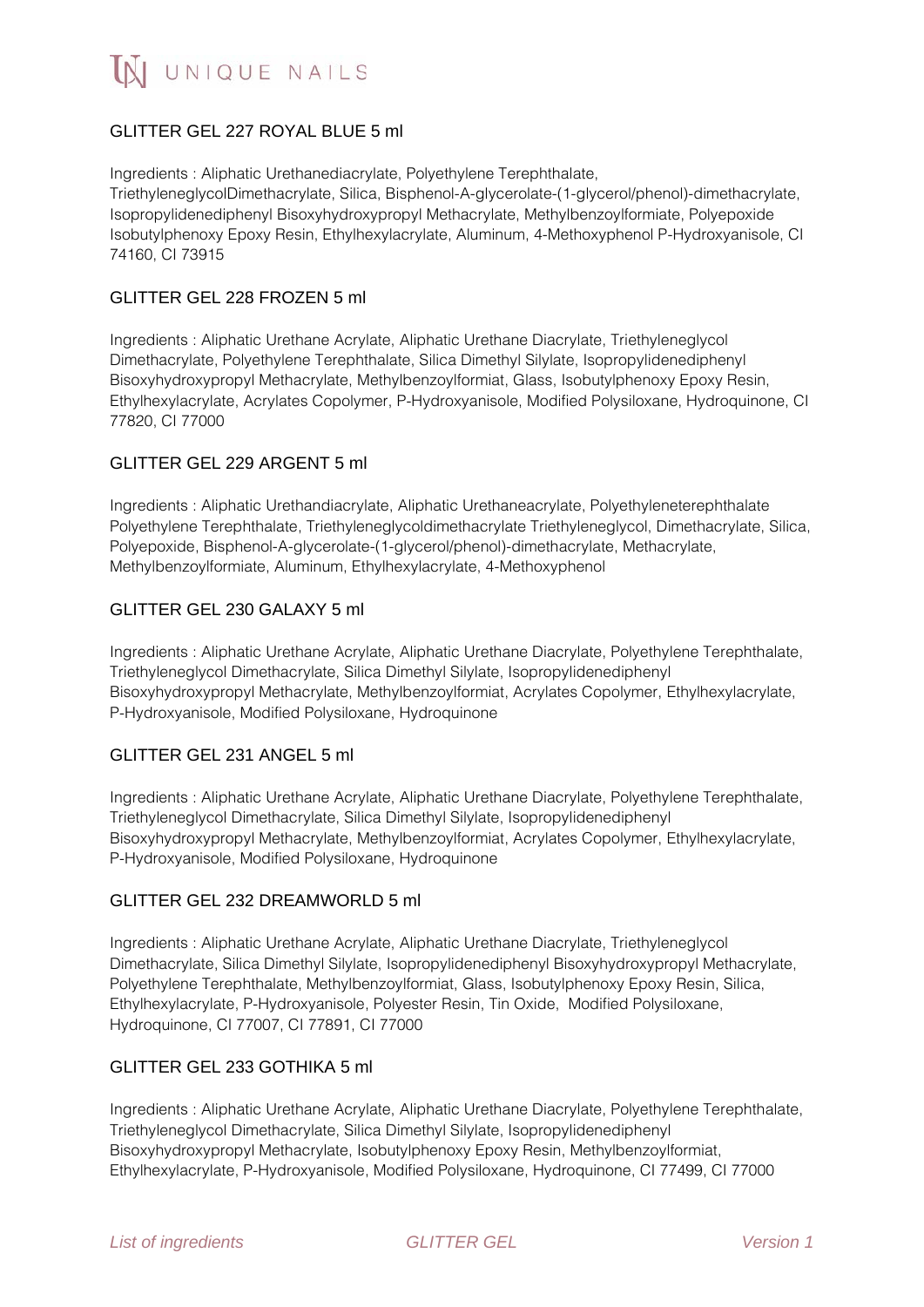### GLITTER GEL 227 ROYAL BLUE 5 ml

Ingredients : Aliphatic Urethanediacrylate, Polyethylene Terephthalate, TriethyleneglycolDimethacrylate, Silica, Bisphenol-A-glycerolate-(1-glycerol/phenol)-dimethacrylate, Isopropylidenediphenyl Bisoxyhydroxypropyl Methacrylate, Methylbenzoylformiate, Polyepoxide Isobutylphenoxy Epoxy Resin, Ethylhexylacrylate, Aluminum, 4-Methoxyphenol P-Hydroxyanisole, CI 74160, CI 73915

### GLITTER GEL 228 FROZEN 5 ml

Ingredients : Aliphatic Urethane Acrylate, Aliphatic Urethane Diacrylate, Triethyleneglycol Dimethacrylate, Polyethylene Terephthalate, Silica Dimethyl Silylate, Isopropylidenediphenyl Bisoxyhydroxypropyl Methacrylate, Methylbenzoylformiat, Glass, Isobutylphenoxy Epoxy Resin, Ethylhexylacrylate, Acrylates Copolymer, P-Hydroxyanisole, Modified Polysiloxane, Hydroquinone, CI 77820, CI 77000

### GLITTER GEL 229 ARGENT 5 ml

Ingredients : Aliphatic Urethandiacrylate, Aliphatic Urethaneacrylate, Polyethyleneterephthalate Polyethylene Terephthalate, Triethyleneglycoldimethacrylate Triethyleneglycol, Dimethacrylate, Silica, Polyepoxide, Bisphenol-A-glycerolate-(1-glycerol/phenol)-dimethacrylate, Methacrylate, Methylbenzoylformiate, Aluminum, Ethylhexylacrylate, 4-Methoxyphenol

### GLITTER GEL 230 GALAXY 5 ml

Ingredients : Aliphatic Urethane Acrylate, Aliphatic Urethane Diacrylate, Polyethylene Terephthalate, Triethyleneglycol Dimethacrylate, Silica Dimethyl Silylate, Isopropylidenediphenyl Bisoxyhydroxypropyl Methacrylate, Methylbenzoylformiat, Acrylates Copolymer, Ethylhexylacrylate, P-Hydroxyanisole, Modified Polysiloxane, Hydroquinone

### GLITTER GEL 231 ANGEL 5 ml

Ingredients : Aliphatic Urethane Acrylate, Aliphatic Urethane Diacrylate, Polyethylene Terephthalate, Triethyleneglycol Dimethacrylate, Silica Dimethyl Silylate, Isopropylidenediphenyl Bisoxyhydroxypropyl Methacrylate, Methylbenzoylformiat, Acrylates Copolymer, Ethylhexylacrylate, P-Hydroxyanisole, Modified Polysiloxane, Hydroquinone

### GLITTER GEL 232 DREAMWORLD 5 ml

Ingredients : Aliphatic Urethane Acrylate, Aliphatic Urethane Diacrylate, Triethyleneglycol Dimethacrylate, Silica Dimethyl Silylate, Isopropylidenediphenyl Bisoxyhydroxypropyl Methacrylate, Polyethylene Terephthalate, Methylbenzoylformiat, Glass, Isobutylphenoxy Epoxy Resin, Silica, Ethylhexylacrylate, P-Hydroxyanisole, Polyester Resin, Tin Oxide, Modified Polysiloxane, Hydroquinone, CI 77007, CI 77891, CI 77000

### GLITTER GEL 233 GOTHIKA 5 ml

Ingredients : Aliphatic Urethane Acrylate, Aliphatic Urethane Diacrylate, Polyethylene Terephthalate, Triethyleneglycol Dimethacrylate, Silica Dimethyl Silylate, Isopropylidenediphenyl Bisoxyhydroxypropyl Methacrylate, Isobutylphenoxy Epoxy Resin, Methylbenzoylformiat, Ethylhexylacrylate, P-Hydroxyanisole, Modified Polysiloxane, Hydroquinone, CI 77499, CI 77000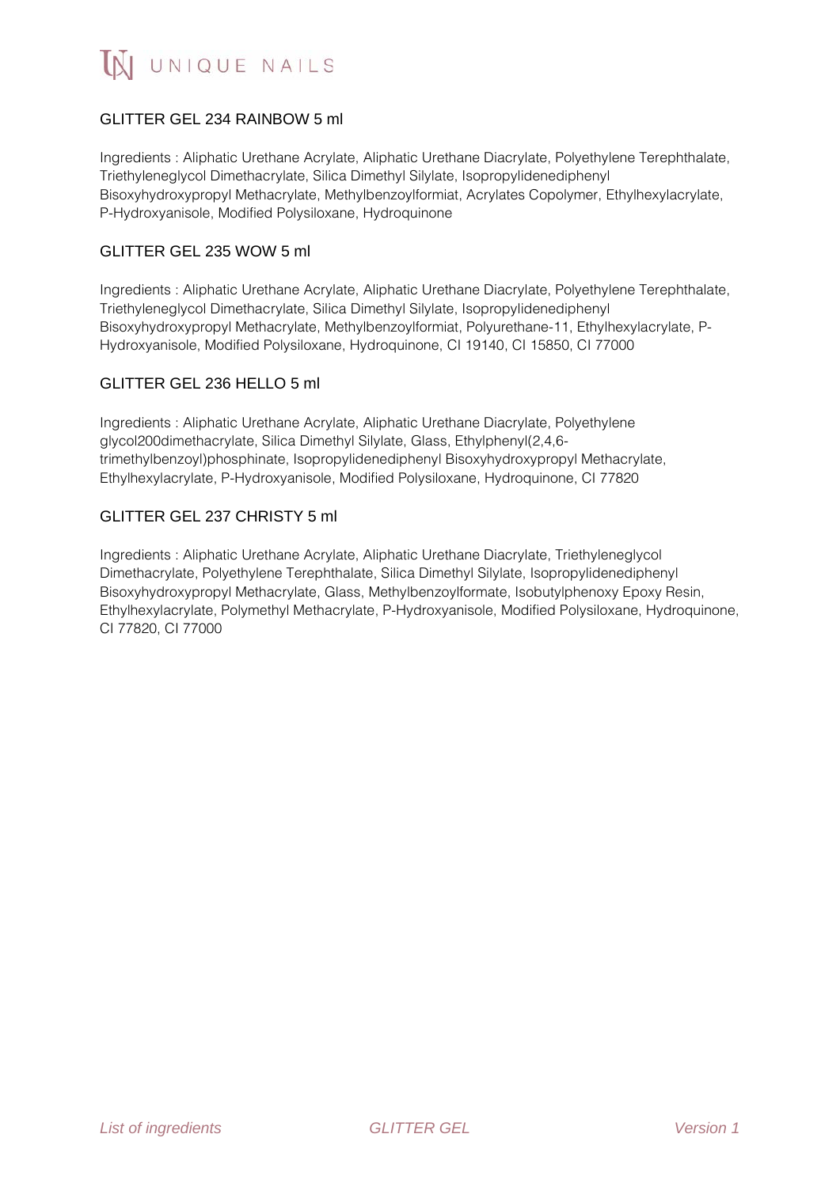## GLITTER GEL 234 RAINBOW 5 ml

Ingredients : Aliphatic Urethane Acrylate, Aliphatic Urethane Diacrylate, Polyethylene Terephthalate, Triethyleneglycol Dimethacrylate, Silica Dimethyl Silylate, Isopropylidenediphenyl Bisoxyhydroxypropyl Methacrylate, Methylbenzoylformiat, Acrylates Copolymer, Ethylhexylacrylate, P-Hydroxyanisole, Modified Polysiloxane, Hydroquinone

## GLITTER GEL 235 WOW 5 ml

Ingredients : Aliphatic Urethane Acrylate, Aliphatic Urethane Diacrylate, Polyethylene Terephthalate, Triethyleneglycol Dimethacrylate, Silica Dimethyl Silylate, Isopropylidenediphenyl Bisoxyhydroxypropyl Methacrylate, Methylbenzoylformiat, Polyurethane-11, Ethylhexylacrylate, P-Hydroxyanisole, Modified Polysiloxane, Hydroquinone, CI 19140, CI 15850, CI 77000

## GLITTER GEL 236 HELLO 5 ml

Ingredients : Aliphatic Urethane Acrylate, Aliphatic Urethane Diacrylate, Polyethylene glycol200dimethacrylate, Silica Dimethyl Silylate, Glass, Ethylphenyl(2,4,6-trimethylbenzoyl)phosphinate, Isopropylidenediphenyl Bisoxyhydroxypropyl Methacrylate, Ethylhexylacrylate, P-Hydroxyanisole, Modified Polysiloxane, Hydroquinone, CI 77820

## GLITTER GEL 237 CHRISTY 5 ml

Ingredients : Aliphatic Urethane Acrylate, Aliphatic Urethane Diacrylate, Triethyleneglycol Dimethacrylate, Polyethylene Terephthalate, Silica Dimethyl Silylate, Isopropylidenediphenyl Bisoxyhydroxypropyl Methacrylate, Glass, Methylbenzoylformate, Isobutylphenoxy Epoxy Resin, Ethylhexylacrylate, Polymethyl Methacrylate, P-Hydroxyanisole, Modified Polysiloxane, Hydroquinone, CI 77820, CI 77000